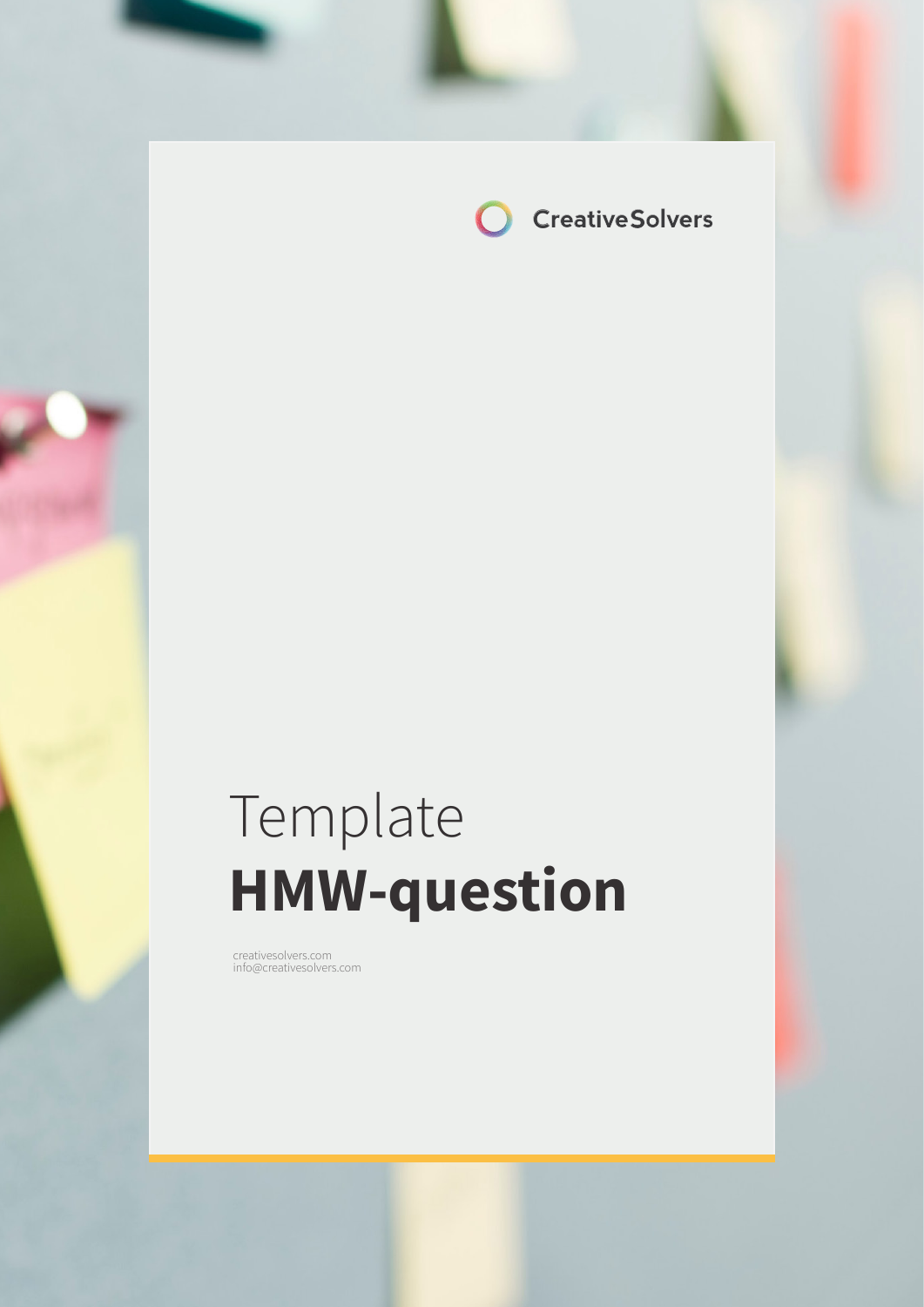CreativeSolvers

# Template **HMW-question**

creativesolvers.com
info@creativesolvers.com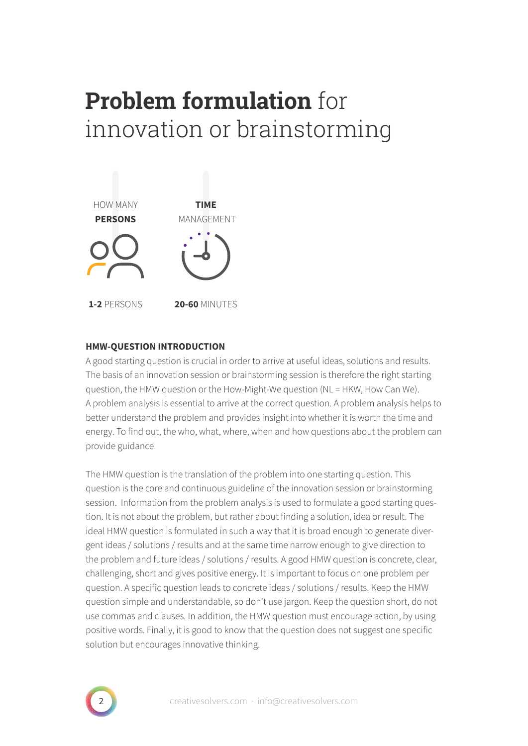# **Problem formulation** for innovation or brainstorming

HOW MANY **PERSONS**

**1-2** PERSONS

**TIME** MANAGEMENT

**20-60** MINUTES

**HMW-QUESTION INTRODUCTION**

A good starting question is crucial in order to arrive at useful ideas, solutions and results. The basis of an innovation session or brainstorming session is therefore the right starting question, the HMW question or the How-Might-We question (NL = HKW, How Can We). A problem analysis is essential to arrive at the correct question. A problem analysis helps to better understand the problem and provides insight into whether it is worth the time and energy. To find out, the who, what, where, when and how questions about the problem can provide guidance.

The HMW question is the translation of the problem into one starting question. This question is the core and continuous guideline of the innovation session or brainstorming session. Information from the problem analysis is used to formulate a good starting question. It is not about the problem, but rather about finding a solution, idea or result. The ideal HMW question is formulated in such a way that it is broad enough to generate divergent ideas / solutions / results and at the same time narrow enough to give direction to the problem and future ideas / solutions / results. A good HMW question is concrete, clear, challenging, short and gives positive energy. It is important to focus on one problem per question. A specific question leads to concrete ideas / solutions / results. Keep the HMW question simple and understandable, so don't use jargon. Keep the question short, do not use commas and clauses. In addition, the HMW question must encourage action, by using positive words. Finally, it is good to know that the question does not suggest one specific solution but encourages innovative thinking.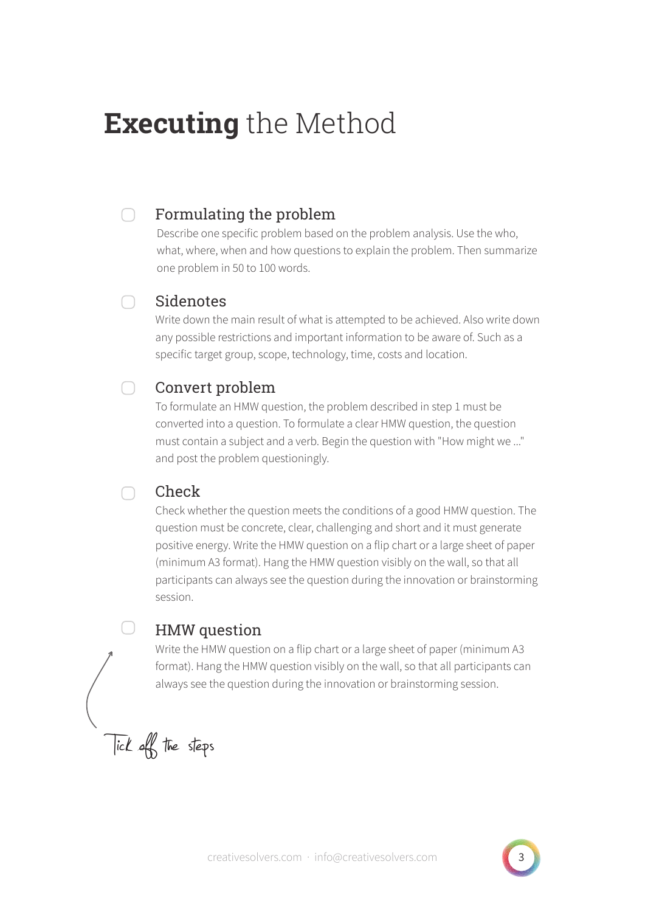# **Executing** the Method

- [ ] **Formulating the problem**

  Describe one specific problem based on the problem analysis. Use the who, what, where, when and how questions to explain the problem. Then summarize one problem in 50 to 100 words.

- [ ] **Sidenotes**

  Write down the main result of what is attempted to be achieved. Also write down any possible restrictions and important information to be aware of. Such as a specific target group, scope, technology, time, costs and location.

- [ ] **Convert problem**

  To formulate an HMW question, the problem described in step 1 must be converted into a question. To formulate a clear HMW question, the question must contain a subject and a verb. Begin the question with "How might we ..." and post the problem questioningly.

- [ ] **Check**

  Check whether the question meets the conditions of a good HMW question. The question must be concrete, clear, challenging and short and it must generate positive energy. Write the HMW question on a flip chart or a large sheet of paper (minimum A3 format). Hang the HMW question visibly on the wall, so that all participants can always see the question during the innovation or brainstorming session.

- [ ] **HMW question**

  Write the HMW question on a flip chart or a large sheet of paper (minimum A3 format). Hang the HMW question visibly on the wall, so that all participants can always see the question during the innovation or brainstorming session.

*Tick off the steps*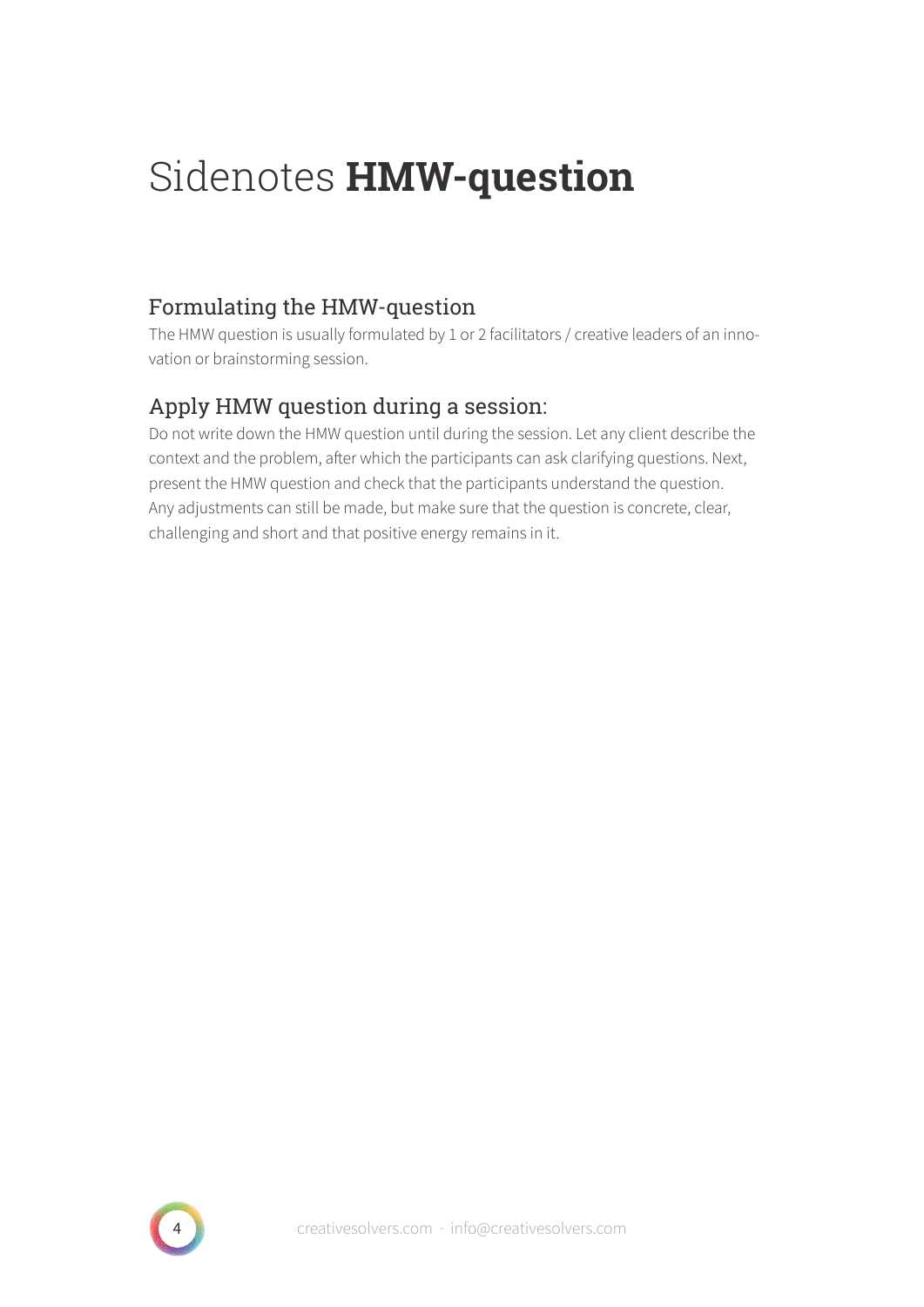# Sidenotes **HMW-question**

## Formulating the HMW-question

The HMW question is usually formulated by 1 or 2 facilitators / creative leaders of an innovation or brainstorming session.

## Apply HMW question during a session:

Do not write down the HMW question until during the session. Let any client describe the context and the problem, after which the participants can ask clarifying questions. Next, present the HMW question and check that the participants understand the question. Any adjustments can still be made, but make sure that the question is concrete, clear, challenging and short and that positive energy remains in it.